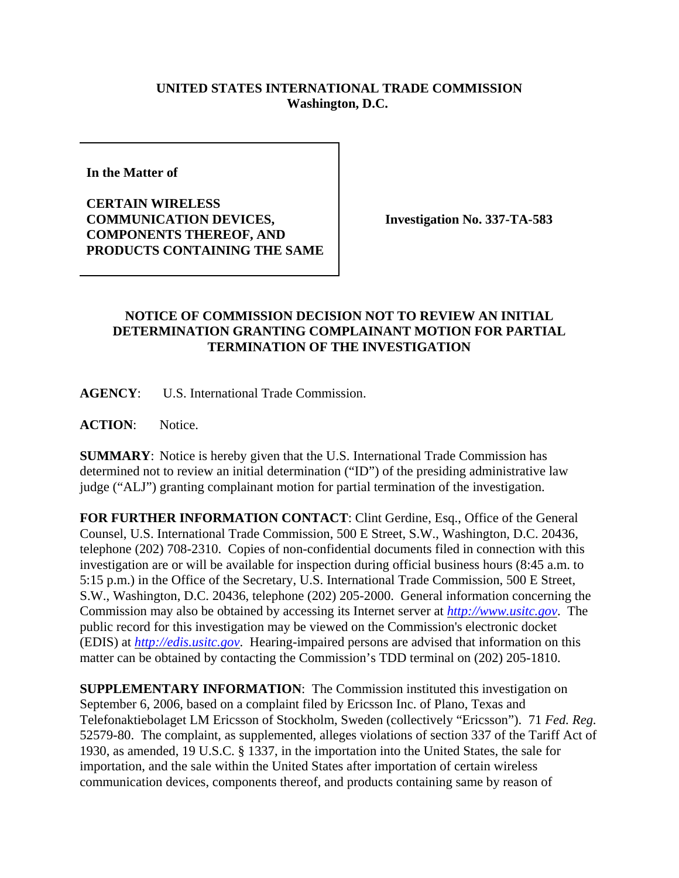**UNITED STATES INTERNATIONAL TRADE COMMISSION**
**Washington, D.C.**

| | |
|---|---|
| **In the Matter of**<br><br>**CERTAIN WIRELESS COMMUNICATION DEVICES, COMPONENTS THEREOF, AND PRODUCTS CONTAINING THE SAME** | **Investigation No. 337-TA-583** |

## NOTICE OF COMMISSION DECISION NOT TO REVIEW AN INITIAL DETERMINATION GRANTING COMPLAINANT MOTION FOR PARTIAL TERMINATION OF THE INVESTIGATION

**AGENCY**: U.S. International Trade Commission.

**ACTION**: Notice.

**SUMMARY**: Notice is hereby given that the U.S. International Trade Commission has determined not to review an initial determination ("ID") of the presiding administrative law judge ("ALJ") granting complainant motion for partial termination of the investigation.

**FOR FURTHER INFORMATION CONTACT**: Clint Gerdine, Esq., Office of the General Counsel, U.S. International Trade Commission, 500 E Street, S.W., Washington, D.C. 20436, telephone (202) 708-2310. Copies of non-confidential documents filed in connection with this investigation are or will be available for inspection during official business hours (8:45 a.m. to 5:15 p.m.) in the Office of the Secretary, U.S. International Trade Commission, 500 E Street, S.W., Washington, D.C. 20436, telephone (202) 205-2000. General information concerning the Commission may also be obtained by accessing its Internet server at *http://www.usitc.gov*. The public record for this investigation may be viewed on the Commission's electronic docket (EDIS) at *http://edis.usitc.gov*. Hearing-impaired persons are advised that information on this matter can be obtained by contacting the Commission's TDD terminal on (202) 205-1810.

**SUPPLEMENTARY INFORMATION**: The Commission instituted this investigation on September 6, 2006, based on a complaint filed by Ericsson Inc. of Plano, Texas and Telefonaktiebolaget LM Ericsson of Stockholm, Sweden (collectively "Ericsson"). 71 *Fed. Reg.* 52579-80. The complaint, as supplemented, alleges violations of section 337 of the Tariff Act of 1930, as amended, 19 U.S.C. § 1337, in the importation into the United States, the sale for importation, and the sale within the United States after importation of certain wireless communication devices, components thereof, and products containing same by reason of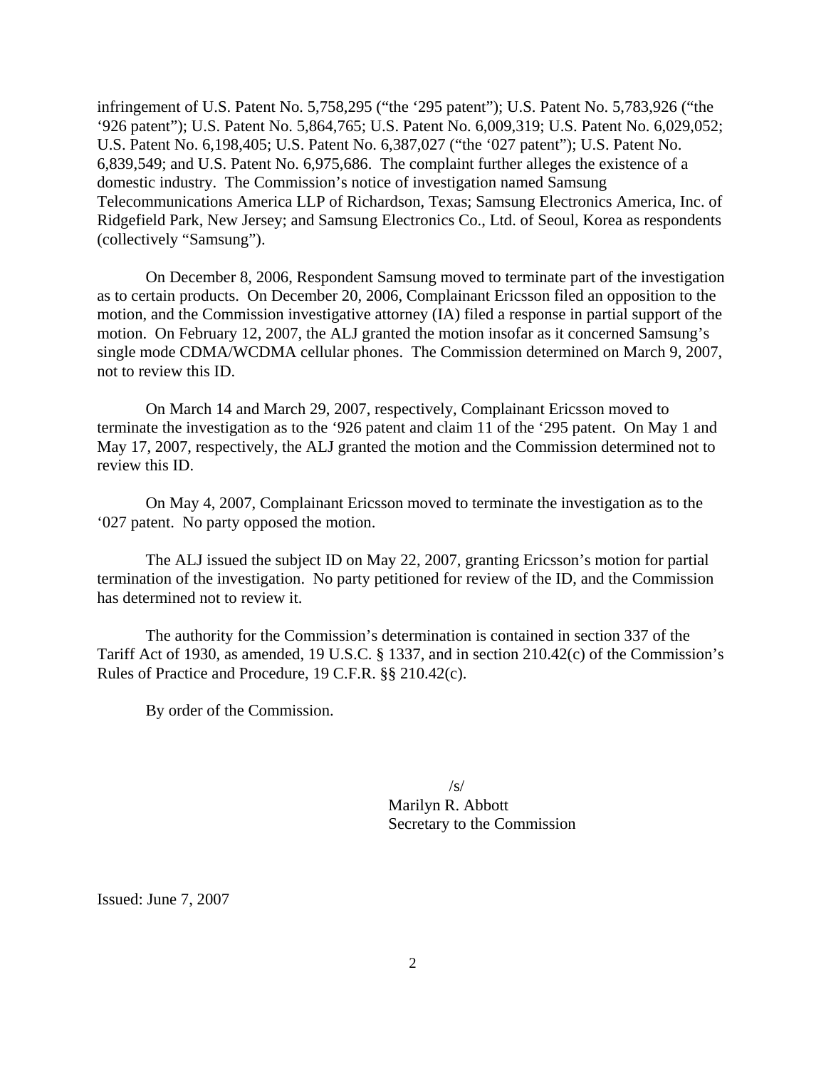infringement of U.S. Patent No. 5,758,295 ("the '295 patent"); U.S. Patent No. 5,783,926 ("the '926 patent"); U.S. Patent No. 5,864,765; U.S. Patent No. 6,009,319; U.S. Patent No. 6,029,052; U.S. Patent No. 6,198,405; U.S. Patent No. 6,387,027 ("the '027 patent"); U.S. Patent No. 6,839,549; and U.S. Patent No. 6,975,686. The complaint further alleges the existence of a domestic industry. The Commission's notice of investigation named Samsung Telecommunications America LLP of Richardson, Texas; Samsung Electronics America, Inc. of Ridgefield Park, New Jersey; and Samsung Electronics Co., Ltd. of Seoul, Korea as respondents (collectively "Samsung").

On December 8, 2006, Respondent Samsung moved to terminate part of the investigation as to certain products. On December 20, 2006, Complainant Ericsson filed an opposition to the motion, and the Commission investigative attorney (IA) filed a response in partial support of the motion. On February 12, 2007, the ALJ granted the motion insofar as it concerned Samsung's single mode CDMA/WCDMA cellular phones. The Commission determined on March 9, 2007, not to review this ID.

On March 14 and March 29, 2007, respectively, Complainant Ericsson moved to terminate the investigation as to the '926 patent and claim 11 of the '295 patent. On May 1 and May 17, 2007, respectively, the ALJ granted the motion and the Commission determined not to review this ID.

On May 4, 2007, Complainant Ericsson moved to terminate the investigation as to the '027 patent. No party opposed the motion.

The ALJ issued the subject ID on May 22, 2007, granting Ericsson's motion for partial termination of the investigation. No party petitioned for review of the ID, and the Commission has determined not to review it.

The authority for the Commission's determination is contained in section 337 of the Tariff Act of 1930, as amended, 19 U.S.C. § 1337, and in section 210.42(c) of the Commission's Rules of Practice and Procedure, 19 C.F.R. §§ 210.42(c).

By order of the Commission.

/s/
Marilyn R. Abbott
Secretary to the Commission

Issued: June 7, 2007